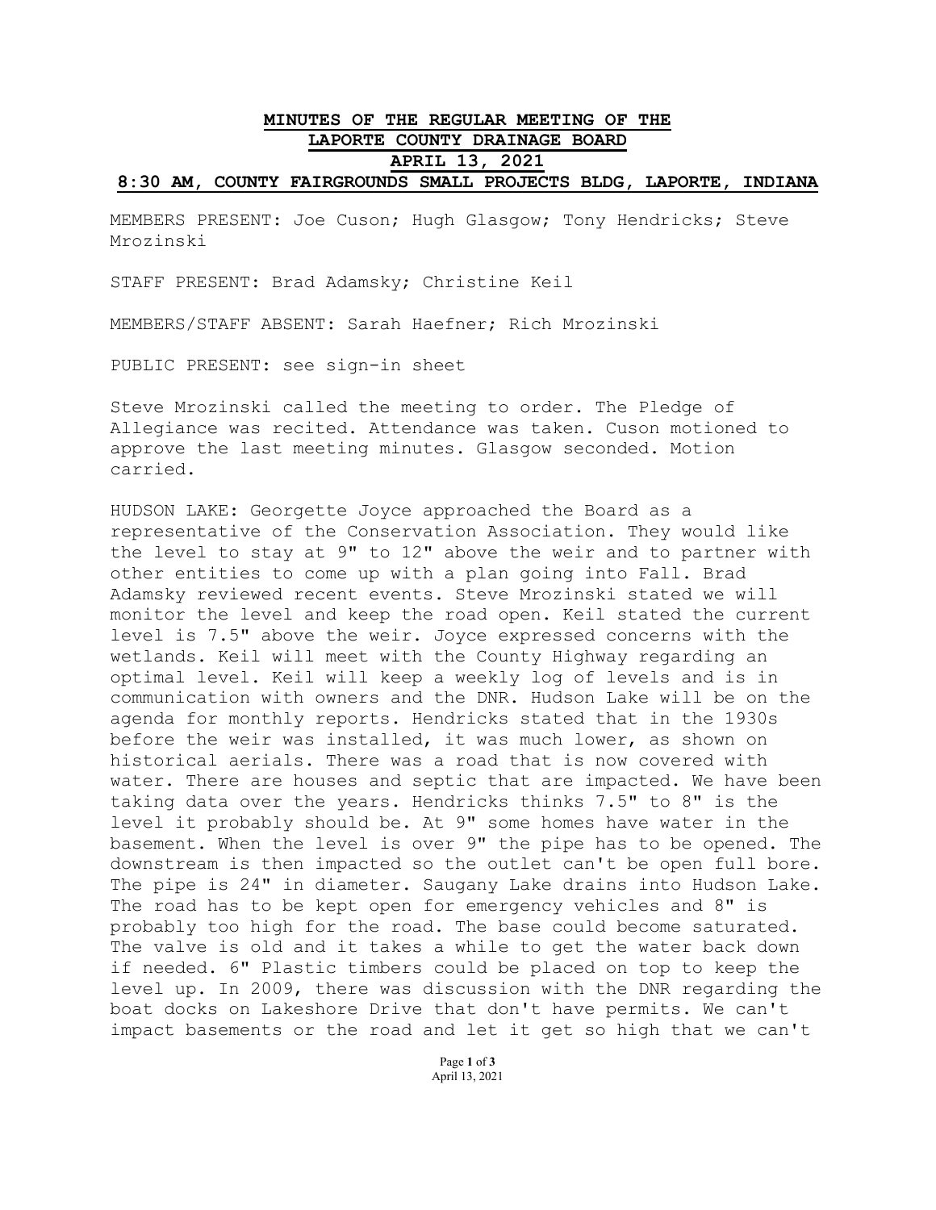# MINUTES OF THE REGULAR MEETING OF THE LAPORTE COUNTY DRAINAGE BOARD

## APRIL 13, 2021

### 8:30 AM, COUNTY FAIRGROUNDS SMALL PROJECTS BLDG, LAPORTE, INDIANA

MEMBERS PRESENT: Joe Cuson; Hugh Glasgow; Tony Hendricks; Steve Mrozinski

STAFF PRESENT: Brad Adamsky; Christine Keil

MEMBERS/STAFF ABSENT: Sarah Haefner; Rich Mrozinski

PUBLIC PRESENT: see sign-in sheet

Steve Mrozinski called the meeting to order. The Pledge of Allegiance was recited. Attendance was taken. Cuson motioned to approve the last meeting minutes. Glasgow seconded. Motion carried.

HUDSON LAKE: Georgette Joyce approached the Board as a representative of the Conservation Association. They would like the level to stay at 9" to 12" above the weir and to partner with other entities to come up with a plan going into Fall. Brad Adamsky reviewed recent events. Steve Mrozinski stated we will monitor the level and keep the road open. Keil stated the current level is 7.5" above the weir. Joyce expressed concerns with the wetlands. Keil will meet with the County Highway regarding an optimal level. Keil will keep a weekly log of levels and is in communication with owners and the DNR. Hudson Lake will be on the agenda for monthly reports. Hendricks stated that in the 1930s before the weir was installed, it was much lower, as shown on historical aerials. There was a road that is now covered with water. There are houses and septic that are impacted. We have been taking data over the years. Hendricks thinks 7.5" to 8" is the level it probably should be. At 9" some homes have water in the basement. When the level is over 9" the pipe has to be opened. The downstream is then impacted so the outlet can't be open full bore. The pipe is 24" in diameter. Saugany Lake drains into Hudson Lake. The road has to be kept open for emergency vehicles and 8" is probably too high for the road. The base could become saturated. The valve is old and it takes a while to get the water back down if needed. 6" Plastic timbers could be placed on top to keep the level up. In 2009, there was discussion with the DNR regarding the boat docks on Lakeshore Drive that don't have permits. We can't impact basements or the road and let it get so high that we can't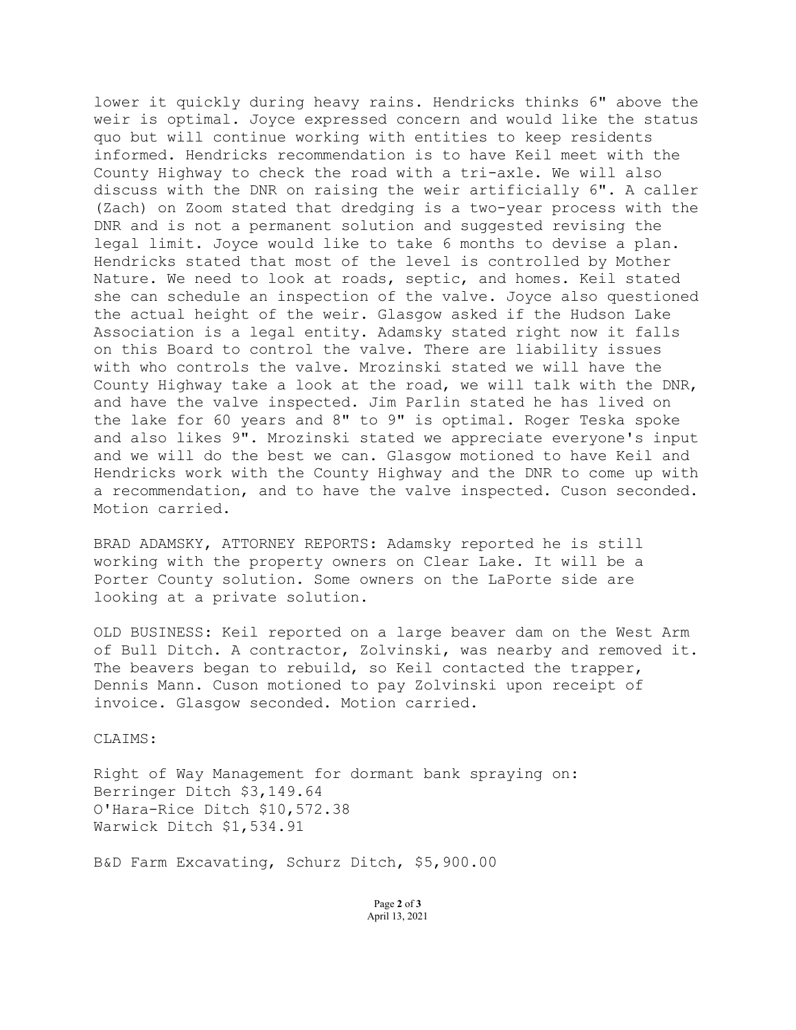lower it quickly during heavy rains. Hendricks thinks 6" above the weir is optimal. Joyce expressed concern and would like the status quo but will continue working with entities to keep residents informed. Hendricks recommendation is to have Keil meet with the County Highway to check the road with a tri-axle. We will also discuss with the DNR on raising the weir artificially 6". A caller (Zach) on Zoom stated that dredging is a two-year process with the DNR and is not a permanent solution and suggested revising the legal limit. Joyce would like to take 6 months to devise a plan. Hendricks stated that most of the level is controlled by Mother Nature. We need to look at roads, septic, and homes. Keil stated she can schedule an inspection of the valve. Joyce also questioned the actual height of the weir. Glasgow asked if the Hudson Lake Association is a legal entity. Adamsky stated right now it falls on this Board to control the valve. There are liability issues with who controls the valve. Mrozinski stated we will have the County Highway take a look at the road, we will talk with the DNR, and have the valve inspected. Jim Parlin stated he has lived on the lake for 60 years and 8" to 9" is optimal. Roger Teska spoke and also likes 9". Mrozinski stated we appreciate everyone's input and we will do the best we can. Glasgow motioned to have Keil and Hendricks work with the County Highway and the DNR to come up with a recommendation, and to have the valve inspected. Cuson seconded. Motion carried.

BRAD ADAMSKY, ATTORNEY REPORTS: Adamsky reported he is still working with the property owners on Clear Lake. It will be a Porter County solution. Some owners on the LaPorte side are looking at a private solution.

OLD BUSINESS: Keil reported on a large beaver dam on the West Arm of Bull Ditch. A contractor, Zolvinski, was nearby and removed it. The beavers began to rebuild, so Keil contacted the trapper, Dennis Mann. Cuson motioned to pay Zolvinski upon receipt of invoice. Glasgow seconded. Motion carried.

CLAIMS:

Right of Way Management for dormant bank spraying on:
Berringer Ditch $3,149.64
O'Hara-Rice Ditch $10,572.38
Warwick Ditch $1,534.91

B&D Farm Excavating, Schurz Ditch, $5,900.00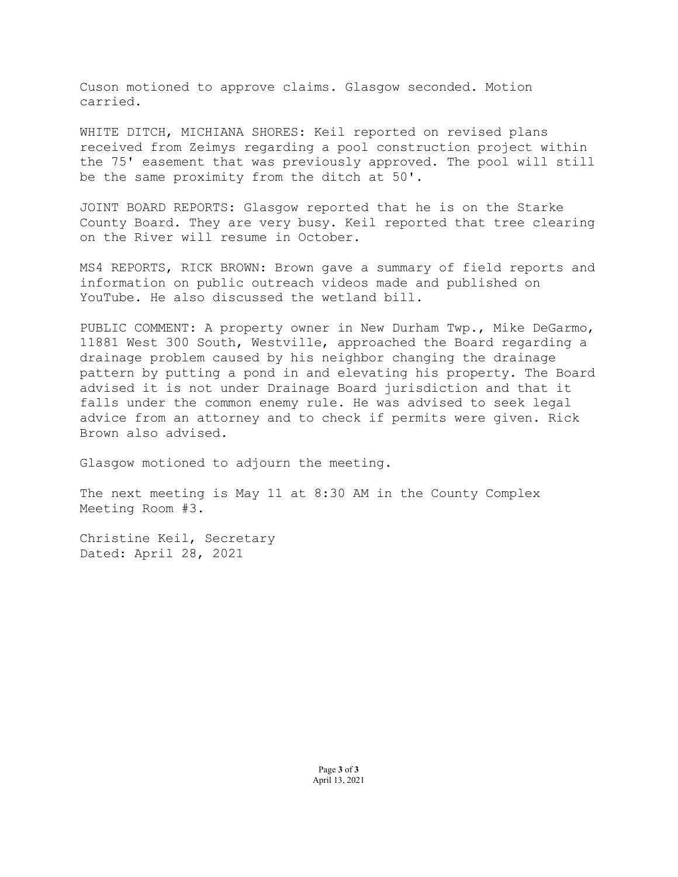Cuson motioned to approve claims. Glasgow seconded. Motion carried.

WHITE DITCH, MICHIANA SHORES: Keil reported on revised plans received from Zeimys regarding a pool construction project within the 75' easement that was previously approved. The pool will still be the same proximity from the ditch at 50'.

JOINT BOARD REPORTS: Glasgow reported that he is on the Starke County Board. They are very busy. Keil reported that tree clearing on the River will resume in October.

MS4 REPORTS, RICK BROWN: Brown gave a summary of field reports and information on public outreach videos made and published on YouTube. He also discussed the wetland bill.

PUBLIC COMMENT: A property owner in New Durham Twp., Mike DeGarmo, 11881 West 300 South, Westville, approached the Board regarding a drainage problem caused by his neighbor changing the drainage pattern by putting a pond in and elevating his property. The Board advised it is not under Drainage Board jurisdiction and that it falls under the common enemy rule. He was advised to seek legal advice from an attorney and to check if permits were given. Rick Brown also advised.

Glasgow motioned to adjourn the meeting.

The next meeting is May 11 at 8:30 AM in the County Complex Meeting Room #3.

Christine Keil, Secretary
Dated: April 28, 2021